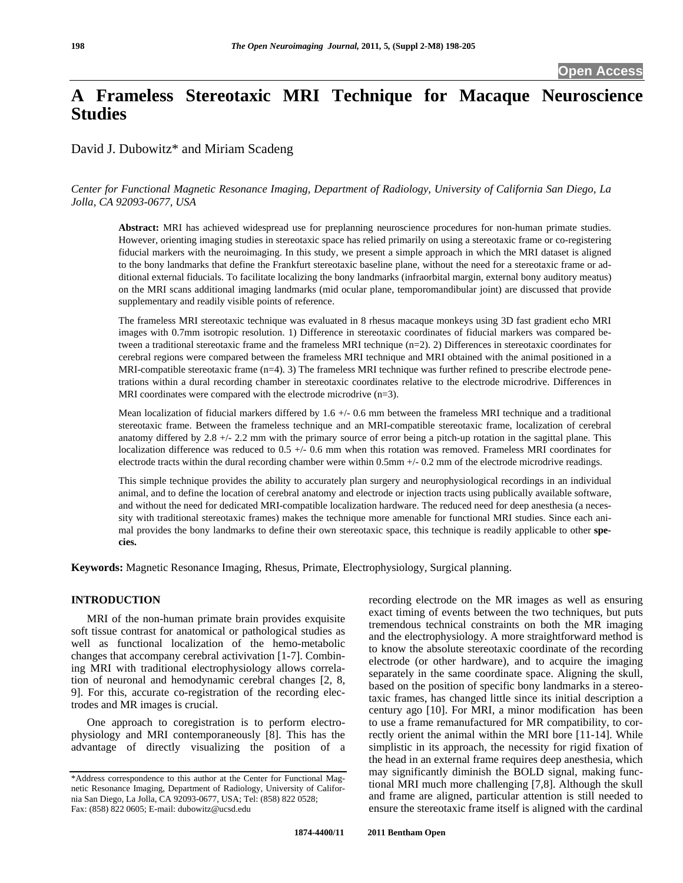# A Frameless Stereotaxic MRI Technique for Macaque Neuroscience Studies

David J. Dubowitz* and Miriam Scadeng

*Center for Functional Magnetic Resonance Imaging, Department of Radiology, University of California San Diego, La Jolla, CA 92093-0677, USA*

**Abstract:** MRI has achieved widespread use for preplanning neuroscience procedures for non-human primate studies. However, orienting imaging studies in stereotaxic space has relied primarily on using a stereotaxic frame or co-registering fiducial markers with the neuroimaging. In this study, we present a simple approach in which the MRI dataset is aligned to the bony landmarks that define the Frankfurt stereotaxic baseline plane, without the need for a stereotaxic frame or additional external fiducials. To facilitate localizing the bony landmarks (infraorbital margin, external bony auditory meatus) on the MRI scans additional imaging landmarks (mid ocular plane, temporomandibular joint) are discussed that provide supplementary and readily visible points of reference.

The frameless MRI stereotaxic technique was evaluated in 8 rhesus macaque monkeys using 3D fast gradient echo MRI images with 0.7mm isotropic resolution. 1) Difference in stereotaxic coordinates of fiducial markers was compared between a traditional stereotaxic frame and the frameless MRI technique (n=2). 2) Differences in stereotaxic coordinates for cerebral regions were compared between the frameless MRI technique and MRI obtained with the animal positioned in a MRI-compatible stereotaxic frame (n=4). 3) The frameless MRI technique was further refined to prescribe electrode penetrations within a dural recording chamber in stereotaxic coordinates relative to the electrode microdrive. Differences in MRI coordinates were compared with the electrode microdrive (n=3).

Mean localization of fiducial markers differed by 1.6 +/- 0.6 mm between the frameless MRI technique and a traditional stereotaxic frame. Between the frameless technique and an MRI-compatible stereotaxic frame, localization of cerebral anatomy differed by 2.8 +/- 2.2 mm with the primary source of error being a pitch-up rotation in the sagittal plane. This localization difference was reduced to 0.5 +/- 0.6 mm when this rotation was removed. Frameless MRI coordinates for electrode tracts within the dural recording chamber were within 0.5mm +/- 0.2 mm of the electrode microdrive readings.

This simple technique provides the ability to accurately plan surgery and neurophysiological recordings in an individual animal, and to define the location of cerebral anatomy and electrode or injection tracts using publically available software, and without the need for dedicated MRI-compatible localization hardware. The reduced need for deep anesthesia (a necessity with traditional stereotaxic frames) makes the technique more amenable for functional MRI studies. Since each animal provides the bony landmarks to define their own stereotaxic space, this technique is readily applicable to other **species.**

**Keywords:** Magnetic Resonance Imaging, Rhesus, Primate, Electrophysiology, Surgical planning.

## INTRODUCTION

MRI of the non-human primate brain provides exquisite soft tissue contrast for anatomical or pathological studies as well as functional localization of the hemo-metabolic changes that accompany cerebral activivation [1-7]. Combining MRI with traditional electrophysiology allows correlation of neuronal and hemodynamic cerebral changes [2, 8, 9]. For this, accurate co-registration of the recording electrodes and MR images is crucial.

One approach to coregistration is to perform electrophysiology and MRI contemporaneously [8]. This has the advantage of directly visualizing the position of a recording electrode on the MR images as well as ensuring exact timing of events between the two techniques, but puts tremendous technical constraints on both the MR imaging and the electrophysiology. A more straightforward method is to know the absolute stereotaxic coordinate of the recording electrode (or other hardware), and to acquire the imaging separately in the same coordinate space. Aligning the skull, based on the position of specific bony landmarks in a stereotaxic frames, has changed little since its initial description a century ago [10]. For MRI, a minor modification has been to use a frame remanufactured for MR compatibility, to correctly orient the animal within the MRI bore [11-14]. While simplistic in its approach, the necessity for rigid fixation of the head in an external frame requires deep anesthesia, which may significantly diminish the BOLD signal, making functional MRI much more challenging [7,8]. Although the skull and frame are aligned, particular attention is still needed to ensure the stereotaxic frame itself is aligned with the cardinal

*Address correspondence to this author at the Center for Functional Magnetic Resonance Imaging, Department of Radiology, University of California San Diego, La Jolla, CA 92093-0677, USA; Tel: (858) 822 0528; Fax: (858) 822 0605; E-mail: dubowitz@ucsd.edu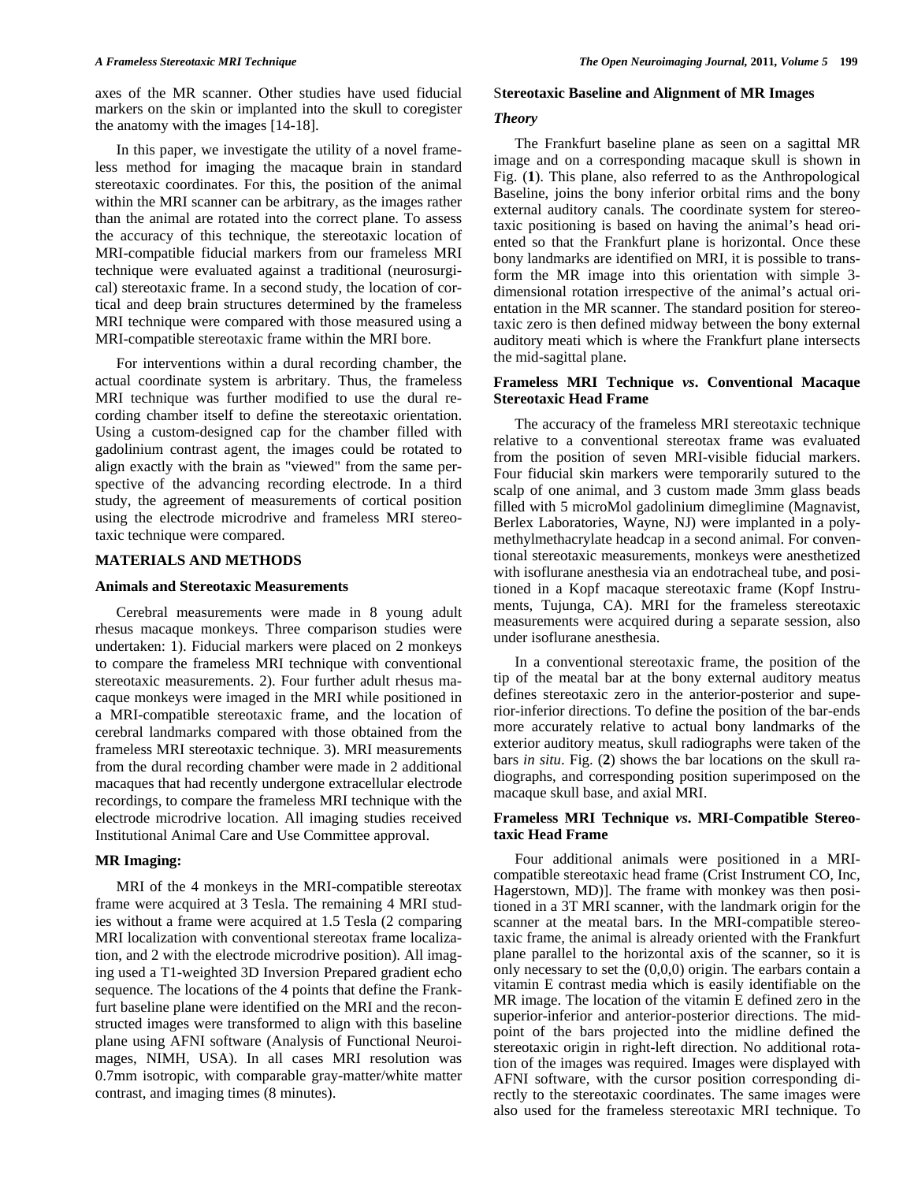axes of the MR scanner. Other studies have used fiducial markers on the skin or implanted into the skull to coregister the anatomy with the images [14-18].

In this paper, we investigate the utility of a novel frameless method for imaging the macaque brain in standard stereotaxic coordinates. For this, the position of the animal within the MRI scanner can be arbitrary, as the images rather than the animal are rotated into the correct plane. To assess the accuracy of this technique, the stereotaxic location of MRI-compatible fiducial markers from our frameless MRI technique were evaluated against a traditional (neurosurgical) stereotaxic frame. In a second study, the location of cortical and deep brain structures determined by the frameless MRI technique were compared with those measured using a MRI-compatible stereotaxic frame within the MRI bore.

For interventions within a dural recording chamber, the actual coordinate system is arbitrary. Thus, the frameless MRI technique was further modified to use the dural recording chamber itself to define the stereotaxic orientation. Using a custom-designed cap for the chamber filled with gadolinium contrast agent, the images could be rotated to align exactly with the brain as "viewed" from the same perspective of the advancing recording electrode. In a third study, the agreement of measurements of cortical position using the electrode microdrive and frameless MRI stereotaxic technique were compared.

## MATERIALS AND METHODS

### Animals and Stereotaxic Measurements

Cerebral measurements were made in 8 young adult rhesus macaque monkeys. Three comparison studies were undertaken: 1). Fiducial markers were placed on 2 monkeys to compare the frameless MRI technique with conventional stereotaxic measurements. 2). Four further adult rhesus macaque monkeys were imaged in the MRI while positioned in a MRI-compatible stereotaxic frame, and the location of cerebral landmarks compared with those obtained from the frameless MRI stereotaxic technique. 3). MRI measurements from the dural recording chamber were made in 2 additional macaques that had recently undergone extracellular electrode recordings, to compare the frameless MRI technique with the electrode microdrive location. All imaging studies received Institutional Animal Care and Use Committee approval.

### MR Imaging:

MRI of the 4 monkeys in the MRI-compatible stereotax frame were acquired at 3 Tesla. The remaining 4 MRI studies without a frame were acquired at 1.5 Tesla (2 comparing MRI localization with conventional stereotax frame localization, and 2 with the electrode microdrive position). All imaging used a T1-weighted 3D Inversion Prepared gradient echo sequence. The locations of the 4 points that define the Frankfurt baseline plane were identified on the MRI and the reconstructed images were transformed to align with this baseline plane using AFNI software (Analysis of Functional Neuroimages, NIMH, USA). In all cases MRI resolution was 0.7mm isotropic, with comparable gray-matter/white matter contrast, and imaging times (8 minutes).

### Stereotaxic Baseline and Alignment of MR Images

#### *Theory*

The Frankfurt baseline plane as seen on a sagittal MR image and on a corresponding macaque skull is shown in Fig. (**1**). This plane, also referred to as the Anthropological Baseline, joins the bony inferior orbital rims and the bony external auditory canals. The coordinate system for stereotaxic positioning is based on having the animal's head oriented so that the Frankfurt plane is horizontal. Once these bony landmarks are identified on MRI, it is possible to transform the MR image into this orientation with simple 3-dimensional rotation irrespective of the animal's actual orientation in the MR scanner. The standard position for stereotaxic zero is then defined midway between the bony external auditory meati which is where the Frankfurt plane intersects the mid-sagittal plane.

### Frameless MRI Technique *vs*. Conventional Macaque Stereotaxic Head Frame

The accuracy of the frameless MRI stereotaxic technique relative to a conventional stereotax frame was evaluated from the position of seven MRI-visible fiducial markers. Four fiducial skin markers were temporarily sutured to the scalp of one animal, and 3 custom made 3mm glass beads filled with 5 microMol gadolinium dimeglimine (Magnavist, Berlex Laboratories, Wayne, NJ) were implanted in a polymethylmethacrylate headcap in a second animal. For conventional stereotaxic measurements, monkeys were anesthetized with isoflurane anesthesia via an endotracheal tube, and positioned in a Kopf macaque stereotaxic frame (Kopf Instruments, Tujunga, CA). MRI for the frameless stereotaxic measurements were acquired during a separate session, also under isoflurane anesthesia.

In a conventional stereotaxic frame, the position of the tip of the meatal bar at the bony external auditory meatus defines stereotaxic zero in the anterior-posterior and superior-inferior directions. To define the position of the bar-ends more accurately relative to actual bony landmarks of the exterior auditory meatus, skull radiographs were taken of the bars *in situ*. Fig. (**2**) shows the bar locations on the skull radiographs, and corresponding position superimposed on the macaque skull base, and axial MRI.

### Frameless MRI Technique *vs*. MRI-Compatible Stereotaxic Head Frame

Four additional animals were positioned in a MRI-compatible stereotaxic head frame (Crist Instrument CO, Inc, Hagerstown, MD)]. The frame with monkey was then positioned in a 3T MRI scanner, with the landmark origin for the scanner at the meatal bars. In the MRI-compatible stereotaxic frame, the animal is already oriented with the Frankfurt plane parallel to the horizontal axis of the scanner, so it is only necessary to set the (0,0,0) origin. The earbars contain a vitamin E contrast media which is easily identifiable on the MR image. The location of the vitamin E defined zero in the superior-inferior and anterior-posterior directions. The midpoint of the bars projected into the midline defined the stereotaxic origin in right-left direction. No additional rotation of the images was required. Images were displayed with AFNI software, with the cursor position corresponding directly to the stereotaxic coordinates. The same images were also used for the frameless stereotaxic MRI technique. To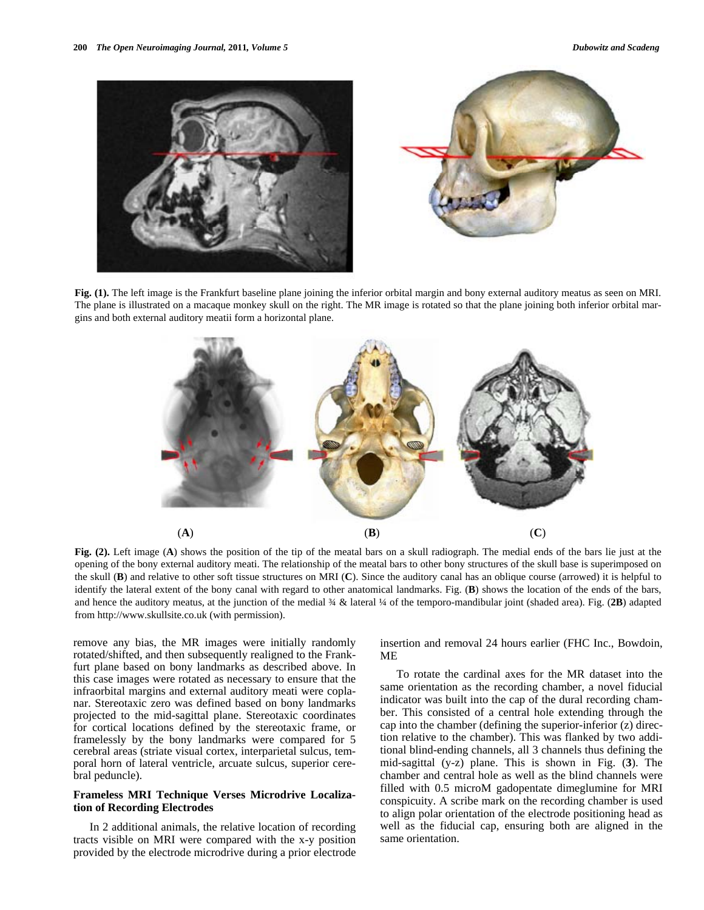**Fig. (1).** The left image is the Frankfurt baseline plane joining the inferior orbital margin and bony external auditory meatus as seen on MRI. The plane is illustrated on a macaque monkey skull on the right. The MR image is rotated so that the plane joining both inferior orbital margins and both external auditory meatii form a horizontal plane.

(**A**) (**B**) (**C**)

**Fig. (2).** Left image (**A**) shows the position of the tip of the meatal bars on a skull radiograph. The medial ends of the bars lie just at the opening of the bony external auditory meati. The relationship of the meatal bars to other bony structures of the skull base is superimposed on the skull (**B**) and relative to other soft tissue structures on MRI (**C**). Since the auditory canal has an oblique course (arrowed) it is helpful to identify the lateral extent of the bony canal with regard to other anatomical landmarks. Fig. (**B**) shows the location of the ends of the bars, and hence the auditory meatus, at the junction of the medial ¾ & lateral ¼ of the temporo-mandibular joint (shaded area). Fig. (**2B**) adapted from http://www.skullsite.co.uk (with permission).

remove any bias, the MR images were initially randomly rotated/shifted, and then subsequently realigned to the Frankfurt plane based on bony landmarks as described above. In this case images were rotated as necessary to ensure that the infraorbital margins and external auditory meati were coplanar. Stereotaxic zero was defined based on bony landmarks projected to the mid-sagittal plane. Stereotaxic coordinates for cortical locations defined by the stereotaxic frame, or framelessly by the bony landmarks were compared for 5 cerebral areas (striate visual cortex, interparietal sulcus, temporal horn of lateral ventricle, arcuate sulcus, superior cerebral peduncle).

### Frameless MRI Technique Verses Microdrive Localization of Recording Electrodes

In 2 additional animals, the relative location of recording tracts visible on MRI were compared with the x-y position provided by the electrode microdrive during a prior electrode insertion and removal 24 hours earlier (FHC Inc., Bowdoin, ME

To rotate the cardinal axes for the MR dataset into the same orientation as the recording chamber, a novel fiducial indicator was built into the cap of the dural recording chamber. This consisted of a central hole extending through the cap into the chamber (defining the superior-inferior (z) direction relative to the chamber). This was flanked by two additional blind-ending channels, all 3 channels thus defining the mid-sagittal (y-z) plane. This is shown in Fig. (**3**). The chamber and central hole as well as the blind channels were filled with 0.5 microM gadopentate dimeglumine for MRI conspicuity. A scribe mark on the recording chamber is used to align polar orientation of the electrode positioning head as well as the fiducial cap, ensuring both are aligned in the same orientation.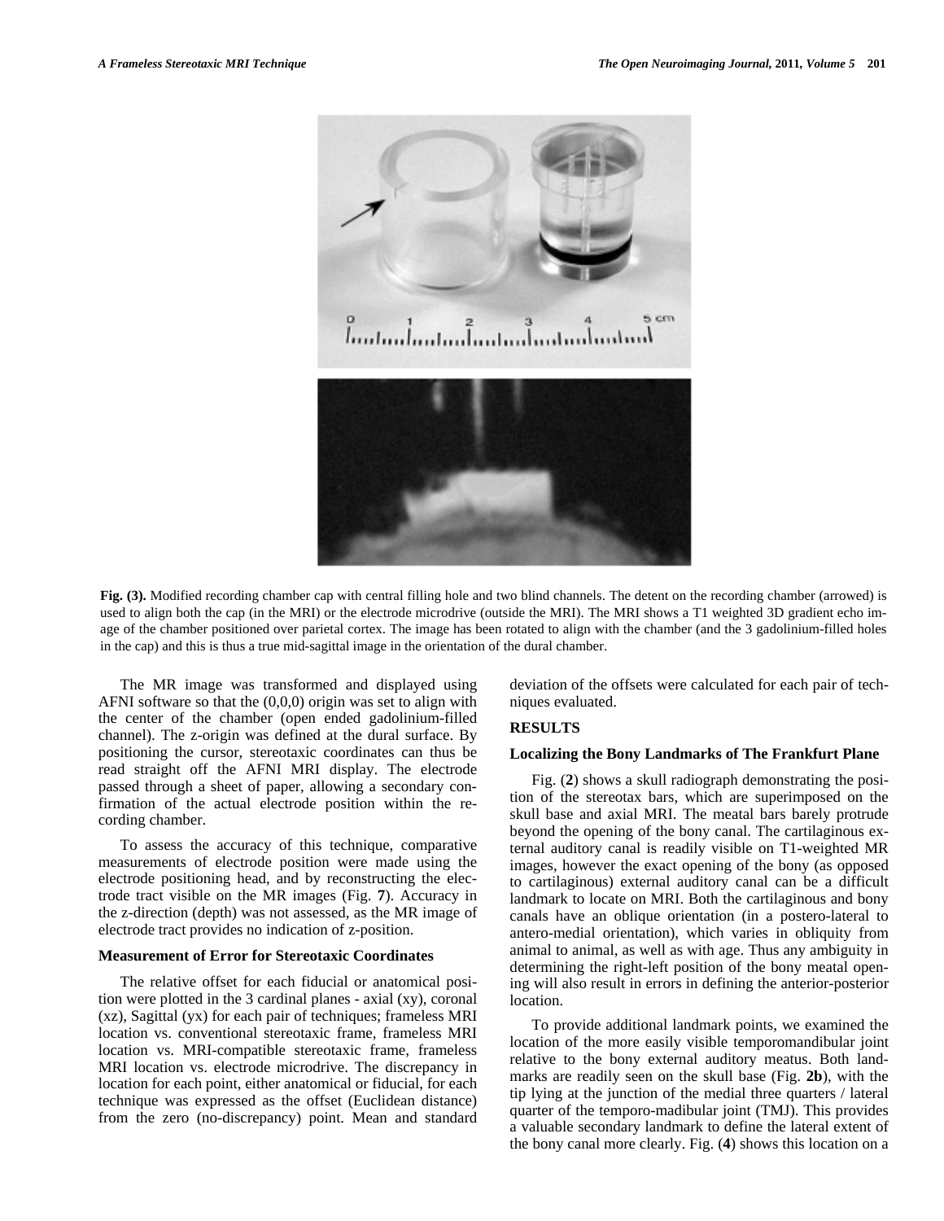**Fig. (3).** Modified recording chamber cap with central filling hole and two blind channels. The detent on the recording chamber (arrowed) is used to align both the cap (in the MRI) or the electrode microdrive (outside the MRI). The MRI shows a T1 weighted 3D gradient echo image of the chamber positioned over parietal cortex. The image has been rotated to align with the chamber (and the 3 gadolinium-filled holes in the cap) and this is thus a true mid-sagittal image in the orientation of the dural chamber.

The MR image was transformed and displayed using AFNI software so that the (0,0,0) origin was set to align with the center of the chamber (open ended gadolinium-filled channel). The z-origin was defined at the dural surface. By positioning the cursor, stereotaxic coordinates can thus be read straight off the AFNI MRI display. The electrode passed through a sheet of paper, allowing a secondary confirmation of the actual electrode position within the recording chamber.

To assess the accuracy of this technique, comparative measurements of electrode position were made using the electrode positioning head, and by reconstructing the electrode tract visible on the MR images (Fig. **7**). Accuracy in the z-direction (depth) was not assessed, as the MR image of electrode tract provides no indication of z-position.

### Measurement of Error for Stereotaxic Coordinates

The relative offset for each fiducial or anatomical position were plotted in the 3 cardinal planes - axial (xy), coronal (xz), Sagittal (yx) for each pair of techniques; frameless MRI location vs. conventional stereotaxic frame, frameless MRI location vs. MRI-compatible stereotaxic frame, frameless MRI location vs. electrode microdrive. The discrepancy in location for each point, either anatomical or fiducial, for each technique was expressed as the offset (Euclidean distance) from the zero (no-discrepancy) point. Mean and standard deviation of the offsets were calculated for each pair of techniques evaluated.

## RESULTS

### Localizing the Bony Landmarks of The Frankfurt Plane

Fig. (**2**) shows a skull radiograph demonstrating the position of the stereotax bars, which are superimposed on the skull base and axial MRI. The meatal bars barely protrude beyond the opening of the bony canal. The cartilaginous external auditory canal is readily visible on T1-weighted MR images, however the exact opening of the bony (as opposed to cartilaginous) external auditory canal can be a difficult landmark to locate on MRI. Both the cartilaginous and bony canals have an oblique orientation (in a postero-lateral to antero-medial orientation), which varies in obliquity from animal to animal, as well as with age. Thus any ambiguity in determining the right-left position of the bony meatal opening will also result in errors in defining the anterior-posterior location.

To provide additional landmark points, we examined the location of the more easily visible temporomandibular joint relative to the bony external auditory meatus. Both landmarks are readily seen on the skull base (Fig. **2b**), with the tip lying at the junction of the medial three quarters / lateral quarter of the temporo-madibular joint (TMJ). This provides a valuable secondary landmark to define the lateral extent of the bony canal more clearly. Fig. (**4**) shows this location on a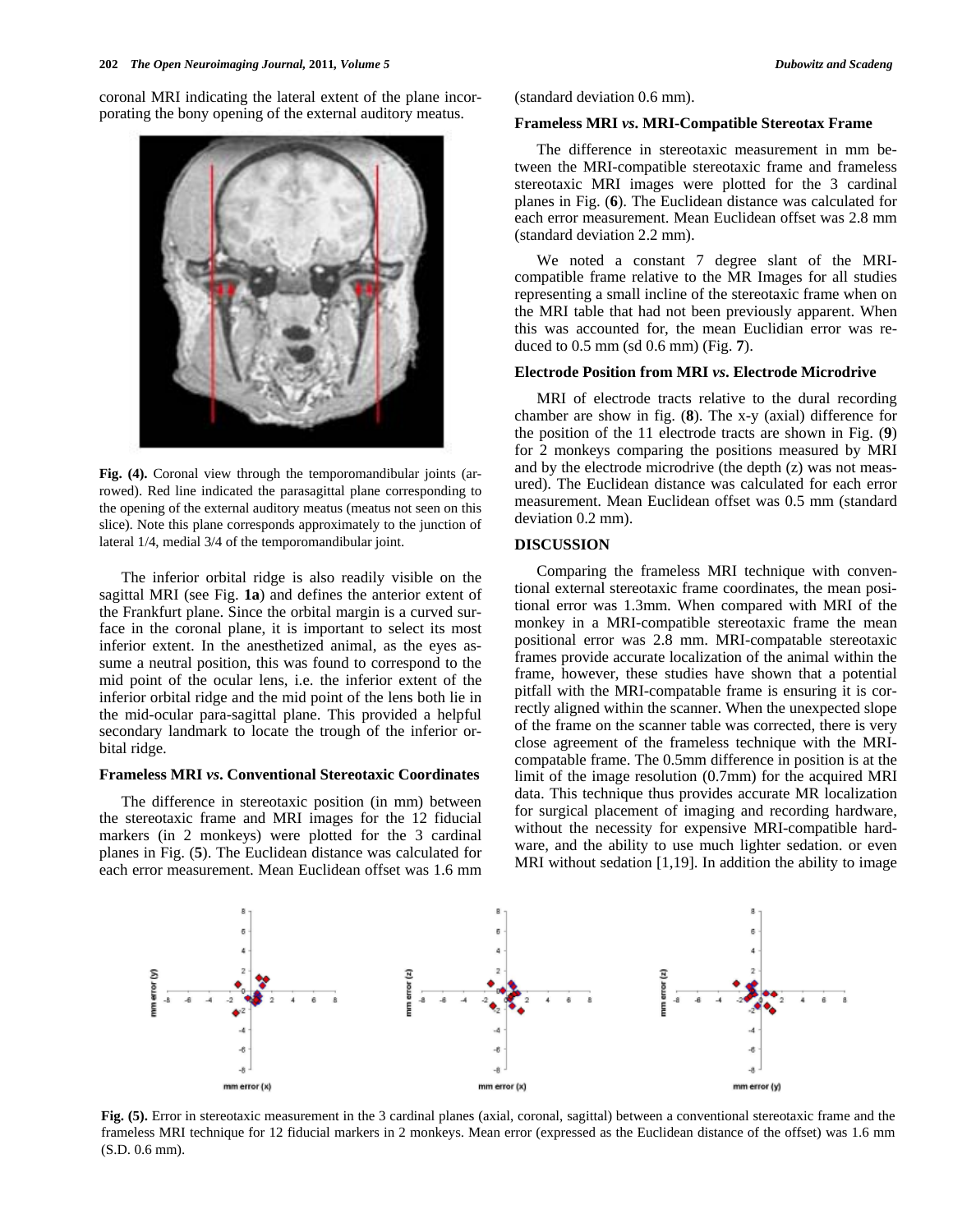coronal MRI indicating the lateral extent of the plane incorporating the bony opening of the external auditory meatus.

**Fig. (4).** Coronal view through the temporomandibular joints (arrowed). Red line indicated the parasagittal plane corresponding to the opening of the external auditory meatus (meatus not seen on this slice). Note this plane corresponds approximately to the junction of lateral 1/4, medial 3/4 of the temporomandibular joint.

The inferior orbital ridge is also readily visible on the sagittal MRI (see Fig. **1a**) and defines the anterior extent of the Frankfurt plane. Since the orbital margin is a curved surface in the coronal plane, it is important to select its most inferior extent. In the anesthetized animal, as the eyes assume a neutral position, this was found to correspond to the mid point of the ocular lens, i.e. the inferior extent of the inferior orbital ridge and the mid point of the lens both lie in the mid-ocular para-sagittal plane. This provided a helpful secondary landmark to locate the trough of the inferior orbital ridge.

### Frameless MRI *vs*. Conventional Stereotaxic Coordinates

The difference in stereotaxic position (in mm) between the stereotaxic frame and MRI images for the 12 fiducial markers (in 2 monkeys) were plotted for the 3 cardinal planes in Fig. (**5**). The Euclidean distance was calculated for each error measurement. Mean Euclidean offset was 1.6 mm (standard deviation 0.6 mm).

### Frameless MRI *vs*. MRI-Compatible Stereotax Frame

The difference in stereotaxic measurement in mm between the MRI-compatible stereotaxic frame and frameless stereotaxic MRI images were plotted for the 3 cardinal planes in Fig. (**6**). The Euclidean distance was calculated for each error measurement. Mean Euclidean offset was 2.8 mm (standard deviation 2.2 mm).

We noted a constant 7 degree slant of the MRI-compatible frame relative to the MR Images for all studies representing a small incline of the stereotaxic frame when on the MRI table that had not been previously apparent. When this was accounted for, the mean Euclidian error was reduced to 0.5 mm (sd 0.6 mm) (Fig. **7**).

### Electrode Position from MRI *vs*. Electrode Microdrive

MRI of electrode tracts relative to the dural recording chamber are show in fig. (**8**). The x-y (axial) difference for the position of the 11 electrode tracts are shown in Fig. (**9**) for 2 monkeys comparing the positions measured by MRI and by the electrode microdrive (the depth (z) was not measured). The Euclidean distance was calculated for each error measurement. Mean Euclidean offset was 0.5 mm (standard deviation 0.2 mm).

## DISCUSSION

Comparing the frameless MRI technique with conventional external stereotaxic frame coordinates, the mean positional error was 1.3mm. When compared with MRI of the monkey in a MRI-compatible stereotaxic frame the mean positional error was 2.8 mm. MRI-compatable stereotaxic frames provide accurate localization of the animal within the frame, however, these studies have shown that a potential pitfall with the MRI-compatable frame is ensuring it is correctly aligned within the scanner. When the unexpected slope of the frame on the scanner table was corrected, there is very close agreement of the frameless technique with the MRI-compatable frame. The 0.5mm difference in position is at the limit of the image resolution (0.7mm) for the acquired MRI data. This technique thus provides accurate MR localization for surgical placement of imaging and recording hardware, without the necessity for expensive MRI-compatible hardware, and the ability to use much lighter sedation. or even MRI without sedation [1,19]. In addition the ability to image

**Fig. (5).** Error in stereotaxic measurement in the 3 cardinal planes (axial, coronal, sagittal) between a conventional stereotaxic frame and the frameless MRI technique for 12 fiducial markers in 2 monkeys. Mean error (expressed as the Euclidean distance of the offset) was 1.6 mm (S.D. 0.6 mm).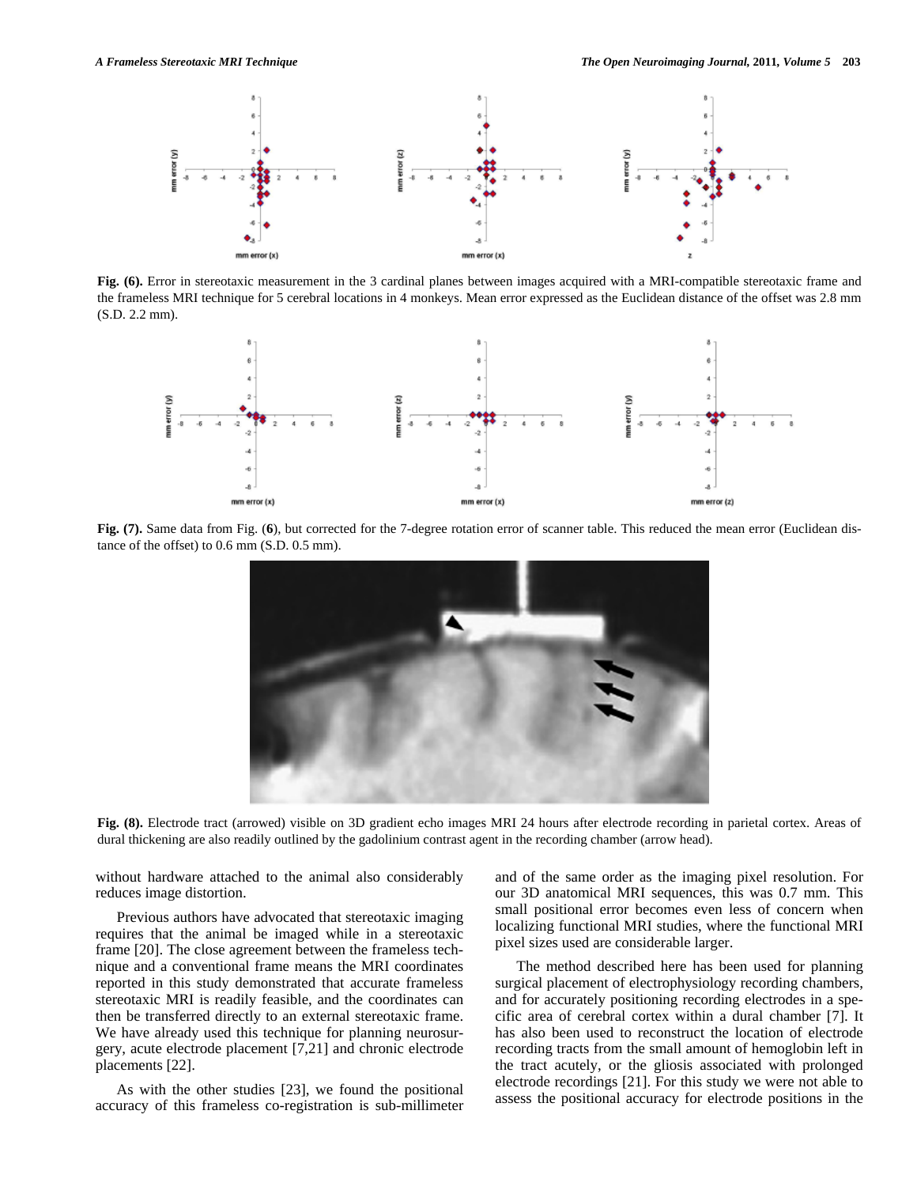**Fig. (6).** Error in stereotaxic measurement in the 3 cardinal planes between images acquired with a MRI-compatible stereotaxic frame and the frameless MRI technique for 5 cerebral locations in 4 monkeys. Mean error expressed as the Euclidean distance of the offset was 2.8 mm (S.D. 2.2 mm).

**Fig. (7).** Same data from Fig. (**6**), but corrected for the 7-degree rotation error of scanner table. This reduced the mean error (Euclidean distance of the offset) to 0.6 mm (S.D. 0.5 mm).

**Fig. (8).** Electrode tract (arrowed) visible on 3D gradient echo images MRI 24 hours after electrode recording in parietal cortex. Areas of dural thickening are also readily outlined by the gadolinium contrast agent in the recording chamber (arrow head).

without hardware attached to the animal also considerably reduces image distortion.

Previous authors have advocated that stereotaxic imaging requires that the animal be imaged while in a stereotaxic frame [20]. The close agreement between the frameless technique and a conventional frame means the MRI coordinates reported in this study demonstrated that accurate frameless stereotaxic MRI is readily feasible, and the coordinates can then be transferred directly to an external stereotaxic frame. We have already used this technique for planning neurosurgery, acute electrode placement [7,21] and chronic electrode placements [22].

As with the other studies [23], we found the positional accuracy of this frameless co-registration is sub-millimeter and of the same order as the imaging pixel resolution. For our 3D anatomical MRI sequences, this was 0.7 mm. This small positional error becomes even less of concern when localizing functional MRI studies, where the functional MRI pixel sizes used are considerable larger.

The method described here has been used for planning surgical placement of electrophysiology recording chambers, and for accurately positioning recording electrodes in a specific area of cerebral cortex within a dural chamber [7]. It has also been used to reconstruct the location of electrode recording tracts from the small amount of hemoglobin left in the tract acutely, or the gliosis associated with prolonged electrode recordings [21]. For this study we were not able to assess the positional accuracy for electrode positions in the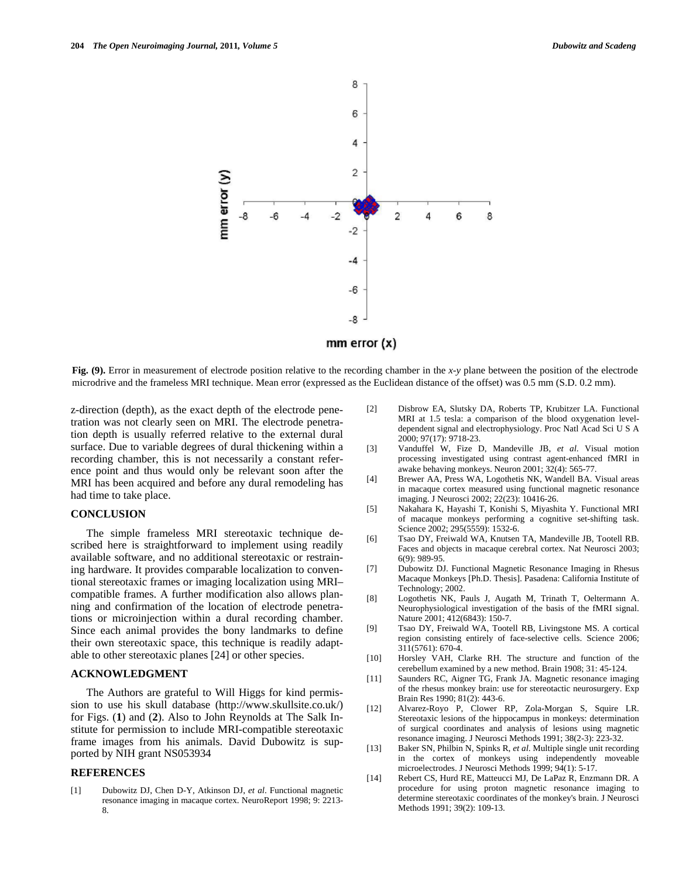**Fig. (9).** Error in measurement of electrode position relative to the recording chamber in the *x-y* plane between the position of the electrode microdrive and the frameless MRI technique. Mean error (expressed as the Euclidean distance of the offset) was 0.5 mm (S.D. 0.2 mm).

z-direction (depth), as the exact depth of the electrode penetration was not clearly seen on MRI. The electrode penetration depth is usually referred relative to the external dural surface. Due to variable degrees of dural thickening within a recording chamber, this is not necessarily a constant reference point and thus would only be relevant soon after the MRI has been acquired and before any dural remodeling has had time to take place.

## CONCLUSION

The simple frameless MRI stereotaxic technique described here is straightforward to implement using readily available software, and no additional stereotaxic or restraining hardware. It provides comparable localization to conventional stereotaxic frames or imaging localization using MRI–compatible frames. A further modification also allows planning and confirmation of the location of electrode penetrations or microinjection within a dural recording chamber. Since each animal provides the bony landmarks to define their own stereotaxic space, this technique is readily adaptable to other stereotaxic planes [24] or other species.

## ACKNOWLEDGMENT

The Authors are grateful to Will Higgs for kind permission to use his skull database (http://www.skullsite.co.uk/) for Figs. (**1**) and (**2**). Also to John Reynolds at The Salk Institute for permission to include MRI-compatible stereotaxic frame images from his animals. David Dubowitz is supported by NIH grant NS053934

## REFERENCES

[1] Dubowitz DJ, Chen D-Y, Atkinson DJ, *et al*. Functional magnetic resonance imaging in macaque cortex. NeuroReport 1998; 9: 2213-8.

[2] Disbrow EA, Slutsky DA, Roberts TP, Krubitzer LA. Functional MRI at 1.5 tesla: a comparison of the blood oxygenation level-dependent signal and electrophysiology. Proc Natl Acad Sci U S A 2000; 97(17): 9718-23.

[3] Vanduffel W, Fize D, Mandeville JB, *et al.* Visual motion processing investigated using contrast agent-enhanced fMRI in awake behaving monkeys. Neuron 2001; 32(4): 565-77.

[4] Brewer AA, Press WA, Logothetis NK, Wandell BA. Visual areas in macaque cortex measured using functional magnetic resonance imaging. J Neurosci 2002; 22(23): 10416-26.

[5] Nakahara K, Hayashi T, Konishi S, Miyashita Y. Functional MRI of macaque monkeys performing a cognitive set-shifting task. Science 2002; 295(5559): 1532-6.

[6] Tsao DY, Freiwald WA, Knutsen TA, Mandeville JB, Tootell RB. Faces and objects in macaque cerebral cortex. Nat Neurosci 2003; 6(9): 989-95.

[7] Dubowitz DJ. Functional Magnetic Resonance Imaging in Rhesus Macaque Monkeys [Ph.D. Thesis]. Pasadena: California Institute of Technology; 2002.

[8] Logothetis NK, Pauls J, Augath M, Trinath T, Oeltermann A. Neurophysiological investigation of the basis of the fMRI signal. Nature 2001; 412(6843): 150-7.

[9] Tsao DY, Freiwald WA, Tootell RB, Livingstone MS. A cortical region consisting entirely of face-selective cells. Science 2006; 311(5761): 670-4.

[10] Horsley VAH, Clarke RH. The structure and function of the cerebellum examined by a new method. Brain 1908; 31: 45-124.

[11] Saunders RC, Aigner TG, Frank JA. Magnetic resonance imaging of the rhesus monkey brain: use for stereotactic neurosurgery. Exp Brain Res 1990; 81(2): 443-6.

[12] Alvarez-Royo P, Clower RP, Zola-Morgan S, Squire LR. Stereotaxic lesions of the hippocampus in monkeys: determination of surgical coordinates and analysis of lesions using magnetic resonance imaging. J Neurosci Methods 1991; 38(2-3): 223-32.

[13] Baker SN, Philbin N, Spinks R, *et al.* Multiple single unit recording in the cortex of monkeys using independently moveable microelectrodes. J Neurosci Methods 1999; 94(1): 5-17.

[14] Rebert CS, Hurd RE, Matteucci MJ, De LaPaz R, Enzmann DR. A procedure for using proton magnetic resonance imaging to determine stereotaxic coordinates of the monkey's brain. J Neurosci Methods 1991; 39(2): 109-13.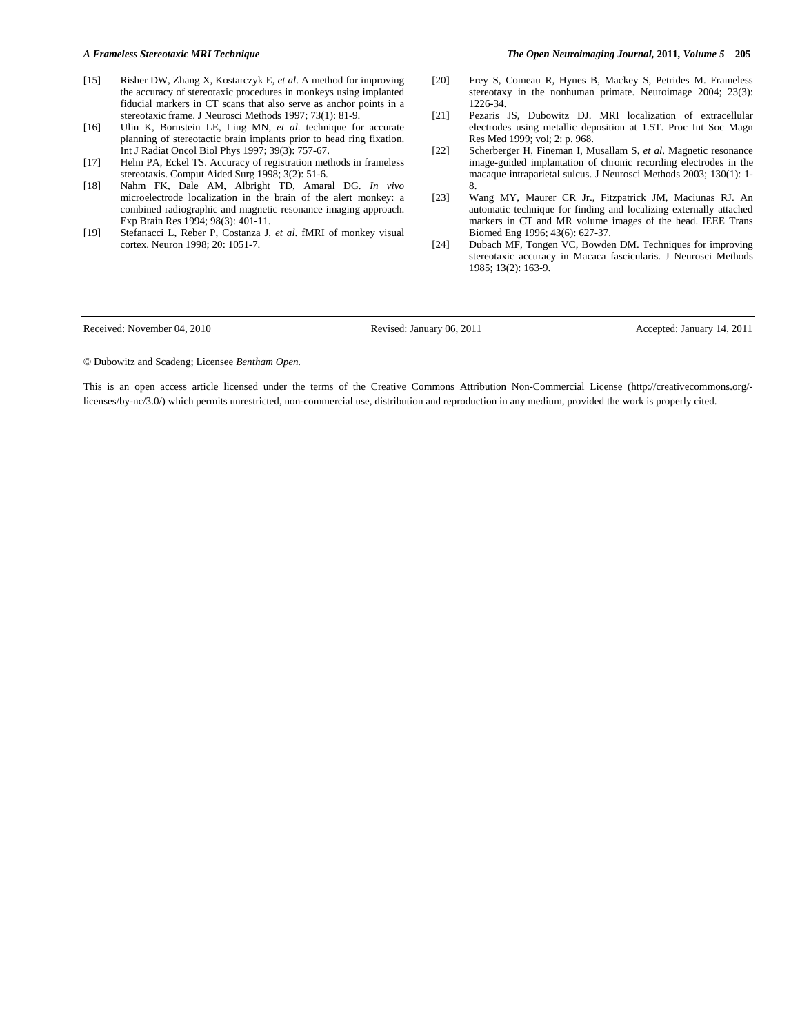[15] Risher DW, Zhang X, Kostarczyk E, *et al*. A method for improving the accuracy of stereotaxic procedures in monkeys using implanted fiducial markers in CT scans that also serve as anchor points in a stereotaxic frame. J Neurosci Methods 1997; 73(1): 81-9.

[16] Ulin K, Bornstein LE, Ling MN, *et al*. technique for accurate planning of stereotactic brain implants prior to head ring fixation. Int J Radiat Oncol Biol Phys 1997; 39(3): 757-67.

[17] Helm PA, Eckel TS. Accuracy of registration methods in frameless stereotaxis. Comput Aided Surg 1998; 3(2): 51-6.

[18] Nahm FK, Dale AM, Albright TD, Amaral DG. *In vivo* microelectrode localization in the brain of the alert monkey: a combined radiographic and magnetic resonance imaging approach. Exp Brain Res 1994; 98(3): 401-11.

[19] Stefanacci L, Reber P, Costanza J, *et al*. fMRI of monkey visual cortex. Neuron 1998; 20: 1051-7.

[20] Frey S, Comeau R, Hynes B, Mackey S, Petrides M. Frameless stereotaxy in the nonhuman primate. Neuroimage 2004; 23(3): 1226-34.

[21] Pezaris JS, Dubowitz DJ. MRI localization of extracellular electrodes using metallic deposition at 1.5T. Proc Int Soc Magn Res Med 1999; vol; 2: p. 968.

[22] Scherberger H, Fineman I, Musallam S, *et al*. Magnetic resonance image-guided implantation of chronic recording electrodes in the macaque intraparietal sulcus. J Neurosci Methods 2003; 130(1): 1-8.

[23] Wang MY, Maurer CR Jr., Fitzpatrick JM, Maciunas RJ. An automatic technique for finding and localizing externally attached markers in CT and MR volume images of the head. IEEE Trans Biomed Eng 1996; 43(6): 627-37.

[24] Dubach MF, Tongen VC, Bowden DM. Techniques for improving stereotaxic accuracy in Macaca fascicularis. J Neurosci Methods 1985; 13(2): 163-9.

---

Received: November 04, 2010    Revised: January 06, 2011    Accepted: January 14, 2011

© Dubowitz and Scadeng; Licensee *Bentham Open.*

This is an open access article licensed under the terms of the Creative Commons Attribution Non-Commercial License (http://creativecommons.org/-licenses/by-nc/3.0/) which permits unrestricted, non-commercial use, distribution and reproduction in any medium, provided the work is properly cited.